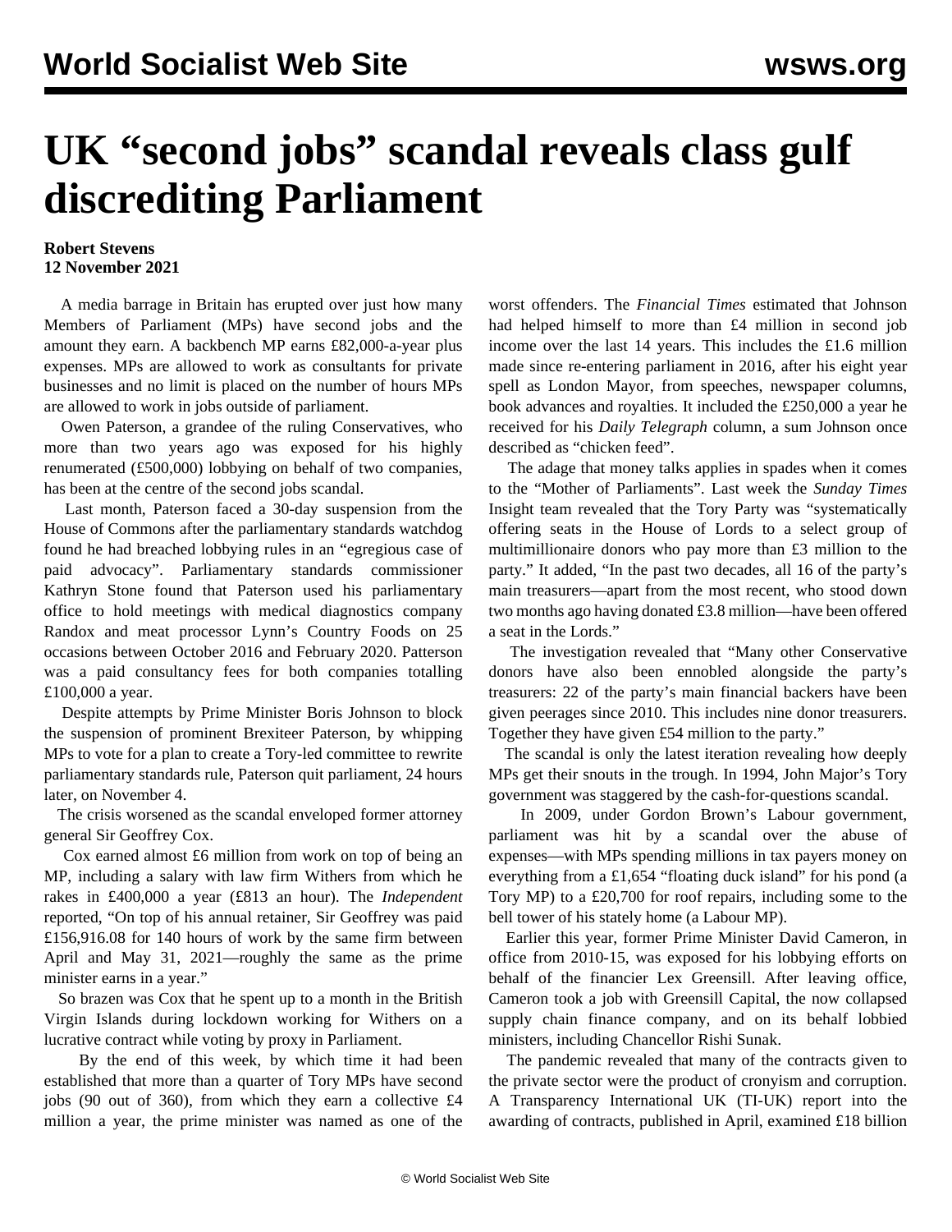# UK "second jobs" scandal reveals class gulf discrediting Parliament

**Robert Stevens**
**12 November 2021**

A media barrage in Britain has erupted over just how many Members of Parliament (MPs) have second jobs and the amount they earn. A backbench MP earns £82,000-a-year plus expenses. MPs are allowed to work as consultants for private businesses and no limit is placed on the number of hours MPs are allowed to work in jobs outside of parliament.

Owen Paterson, a grandee of the ruling Conservatives, who more than two years ago was exposed for his highly renumerated (£500,000) lobbying on behalf of two companies, has been at the centre of the second jobs scandal.

Last month, Paterson faced a 30-day suspension from the House of Commons after the parliamentary standards watchdog found he had breached lobbying rules in an "egregious case of paid advocacy". Parliamentary standards commissioner Kathryn Stone found that Paterson used his parliamentary office to hold meetings with medical diagnostics company Randox and meat processor Lynn's Country Foods on 25 occasions between October 2016 and February 2020. Patterson was a paid consultancy fees for both companies totalling £100,000 a year.

Despite attempts by Prime Minister Boris Johnson to block the suspension of prominent Brexiteer Paterson, by whipping MPs to vote for a plan to create a Tory-led committee to rewrite parliamentary standards rule, Paterson quit parliament, 24 hours later, on November 4.

The crisis worsened as the scandal enveloped former attorney general Sir Geoffrey Cox.

Cox earned almost £6 million from work on top of being an MP, including a salary with law firm Withers from which he rakes in £400,000 a year (£813 an hour). The *Independent* reported, "On top of his annual retainer, Sir Geoffrey was paid £156,916.08 for 140 hours of work by the same firm between April and May 31, 2021—roughly the same as the prime minister earns in a year."

So brazen was Cox that he spent up to a month in the British Virgin Islands during lockdown working for Withers on a lucrative contract while voting by proxy in Parliament.

By the end of this week, by which time it had been established that more than a quarter of Tory MPs have second jobs (90 out of 360), from which they earn a collective £4 million a year, the prime minister was named as one of the worst offenders. The *Financial Times* estimated that Johnson had helped himself to more than £4 million in second job income over the last 14 years. This includes the £1.6 million made since re-entering parliament in 2016, after his eight year spell as London Mayor, from speeches, newspaper columns, book advances and royalties. It included the £250,000 a year he received for his *Daily Telegraph* column, a sum Johnson once described as "chicken feed".

The adage that money talks applies in spades when it comes to the "Mother of Parliaments". Last week the *Sunday Times* Insight team revealed that the Tory Party was "systematically offering seats in the House of Lords to a select group of multimillionaire donors who pay more than £3 million to the party." It added, "In the past two decades, all 16 of the party's main treasurers—apart from the most recent, who stood down two months ago having donated £3.8 million—have been offered a seat in the Lords."

The investigation revealed that "Many other Conservative donors have also been ennobled alongside the party's treasurers: 22 of the party's main financial backers have been given peerages since 2010. This includes nine donor treasurers. Together they have given £54 million to the party."

The scandal is only the latest iteration revealing how deeply MPs get their snouts in the trough. In 1994, John Major's Tory government was staggered by the cash-for-questions scandal.

In 2009, under Gordon Brown's Labour government, parliament was hit by a scandal over the abuse of expenses—with MPs spending millions in tax payers money on everything from a £1,654 "floating duck island" for his pond (a Tory MP) to a £20,700 for roof repairs, including some to the bell tower of his stately home (a Labour MP).

Earlier this year, former Prime Minister David Cameron, in office from 2010-15, was exposed for his lobbying efforts on behalf of the financier Lex Greensill. After leaving office, Cameron took a job with Greensill Capital, the now collapsed supply chain finance company, and on its behalf lobbied ministers, including Chancellor Rishi Sunak.

The pandemic revealed that many of the contracts given to the private sector were the product of cronyism and corruption. A Transparency International UK (TI-UK) report into the awarding of contracts, published in April, examined £18 billion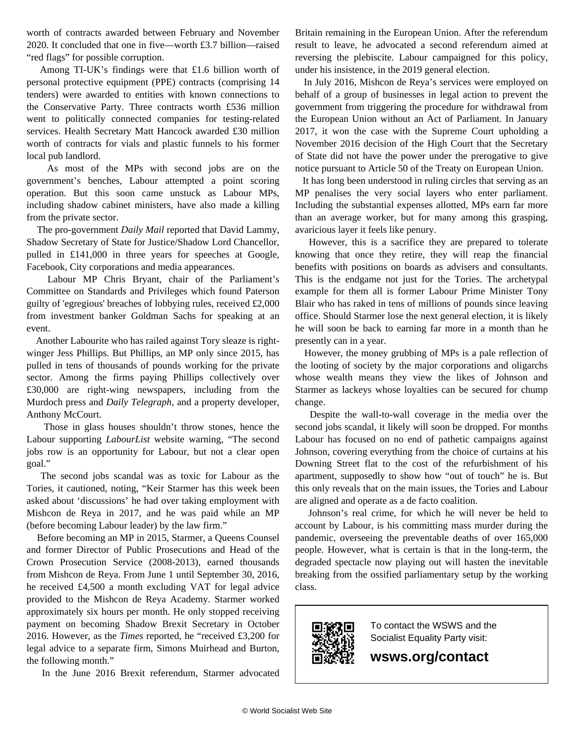worth of contracts awarded between February and November 2020. It concluded that one in five—worth £3.7 billion—raised "red flags" for possible corruption.

Among TI-UK's findings were that £1.6 billion worth of personal protective equipment (PPE) contracts (comprising 14 tenders) were awarded to entities with known connections to the Conservative Party. Three contracts worth £536 million went to politically connected companies for testing-related services. Health Secretary Matt Hancock awarded £30 million worth of contracts for vials and plastic funnels to his former local pub landlord.

As most of the MPs with second jobs are on the government's benches, Labour attempted a point scoring operation. But this soon came unstuck as Labour MPs, including shadow cabinet ministers, have also made a killing from the private sector.

The pro-government *Daily Mail* reported that David Lammy, Shadow Secretary of State for Justice/Shadow Lord Chancellor, pulled in £141,000 in three years for speeches at Google, Facebook, City corporations and media appearances.

Labour MP Chris Bryant, chair of the Parliament's Committee on Standards and Privileges which found Paterson guilty of 'egregious' breaches of lobbying rules, received £2,000 from investment banker Goldman Sachs for speaking at an event.

Another Labourite who has railed against Tory sleaze is right-winger Jess Phillips. But Phillips, an MP only since 2015, has pulled in tens of thousands of pounds working for the private sector. Among the firms paying Phillips collectively over £30,000 are right-wing newspapers, including from the Murdoch press and *Daily Telegraph*, and a property developer, Anthony McCourt.

Those in glass houses shouldn't throw stones, hence the Labour supporting *LabourList* website warning, "The second jobs row is an opportunity for Labour, but not a clear open goal."

The second jobs scandal was as toxic for Labour as the Tories, it cautioned, noting, "Keir Starmer has this week been asked about 'discussions' he had over taking employment with Mishcon de Reya in 2017, and he was paid while an MP (before becoming Labour leader) by the law firm."

Before becoming an MP in 2015, Starmer, a Queens Counsel and former Director of Public Prosecutions and Head of the Crown Prosecution Service (2008-2013), earned thousands from Mishcon de Reya. From June 1 until September 30, 2016, he received £4,500 a month excluding VAT for legal advice provided to the Mishcon de Reya Academy. Starmer worked approximately six hours per month. He only stopped receiving payment on becoming Shadow Brexit Secretary in October 2016. However, as the *Times* reported, he "received £3,200 for legal advice to a separate firm, Simons Muirhead and Burton, the following month."

In the June 2016 Brexit referendum, Starmer advocated Britain remaining in the European Union. After the referendum result to leave, he advocated a second referendum aimed at reversing the plebiscite. Labour campaigned for this policy, under his insistence, in the 2019 general election.

In July 2016, Mishcon de Reya's services were employed on behalf of a group of businesses in legal action to prevent the government from triggering the procedure for withdrawal from the European Union without an Act of Parliament. In January 2017, it won the case with the Supreme Court upholding a November 2016 decision of the High Court that the Secretary of State did not have the power under the prerogative to give notice pursuant to Article 50 of the Treaty on European Union.

It has long been understood in ruling circles that serving as an MP penalises the very social layers who enter parliament. Including the substantial expenses allotted, MPs earn far more than an average worker, but for many among this grasping, avaricious layer it feels like penury.

However, this is a sacrifice they are prepared to tolerate knowing that once they retire, they will reap the financial benefits with positions on boards as advisers and consultants. This is the endgame not just for the Tories. The archetypal example for them all is former Labour Prime Minister Tony Blair who has raked in tens of millions of pounds since leaving office. Should Starmer lose the next general election, it is likely he will soon be back to earning far more in a month than he presently can in a year.

However, the money grubbing of MPs is a pale reflection of the looting of society by the major corporations and oligarchs whose wealth means they view the likes of Johnson and Starmer as lackeys whose loyalties can be secured for chump change.

Despite the wall-to-wall coverage in the media over the second jobs scandal, it likely will soon be dropped. For months Labour has focused on no end of pathetic campaigns against Johnson, covering everything from the choice of curtains at his Downing Street flat to the cost of the refurbishment of his apartment, supposedly to show how "out of touch" he is. But this only reveals that on the main issues, the Tories and Labour are aligned and operate as a de facto coalition.

Johnson's real crime, for which he will never be held to account by Labour, is his committing mass murder during the pandemic, overseeing the preventable deaths of over 165,000 people. However, what is certain is that in the long-term, the degraded spectacle now playing out will hasten the inevitable breaking from the ossified parliamentary setup by the working class.

To contact the WSWS and the Socialist Equality Party visit:

**wsws.org/contact**